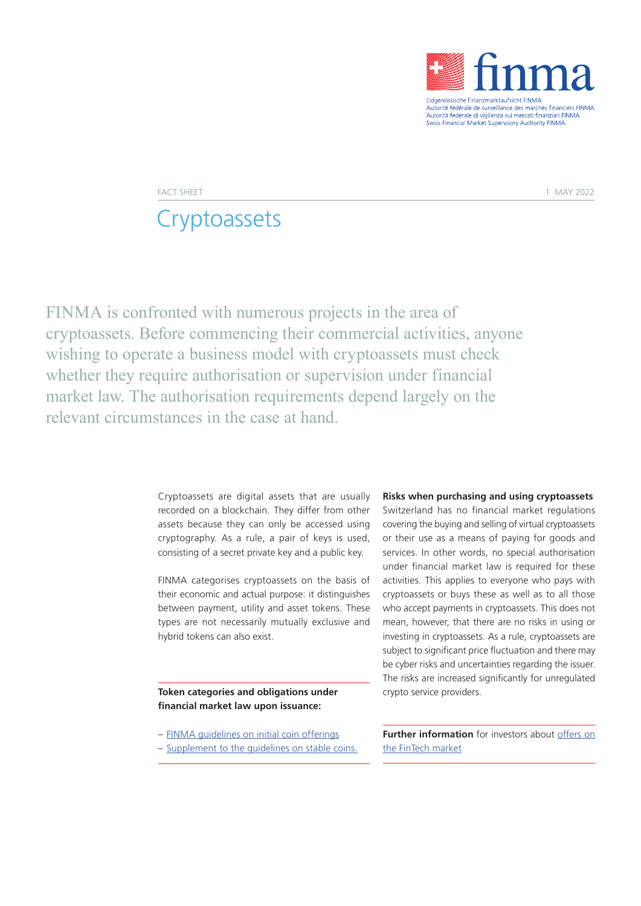FACT SHEET 1 MAY 2022

# Cryptoassets

FINMA is confronted with numerous projects in the area of cryptoassets. Before commencing their commercial activities, anyone wishing to operate a business model with cryptoassets must check whether they require authorisation or supervision under financial market law. The authorisation requirements depend largely on the relevant circumstances in the case at hand.

Cryptoassets are digital assets that are usually recorded on a blockchain. They differ from other assets because they can only be accessed using cryptography. As a rule, a pair of keys is used, consisting of a secret private key and a public key.

FINMA categorises cryptoassets on the basis of their economic and actual purpose: it distinguishes between payment, utility and asset tokens. These types are not necessarily mutually exclusive and hybrid tokens can also exist.

**Token categories and obligations under financial market law upon issuance:**

- [FINMA guidelines on initial coin offerings]
- [Supplement to the guidelines on stable coins.]

**Risks when purchasing and using cryptoassets**

Switzerland has no financial market regulations covering the buying and selling of virtual cryptoassets or their use as a means of paying for goods and services. In other words, no special authorisation under financial market law is required for these activities. This applies to everyone who pays with cryptoassets or buys these as well as to all those who accept payments in cryptoassets. This does not mean, however, that there are no risks in using or investing in cryptoassets. As a rule, cryptoassets are subject to significant price fluctuation and there may be cyber risks and uncertainties regarding the issuer. The risks are increased significantly for unregulated crypto service providers.

**Further information** for investors about [offers on the FinTech market]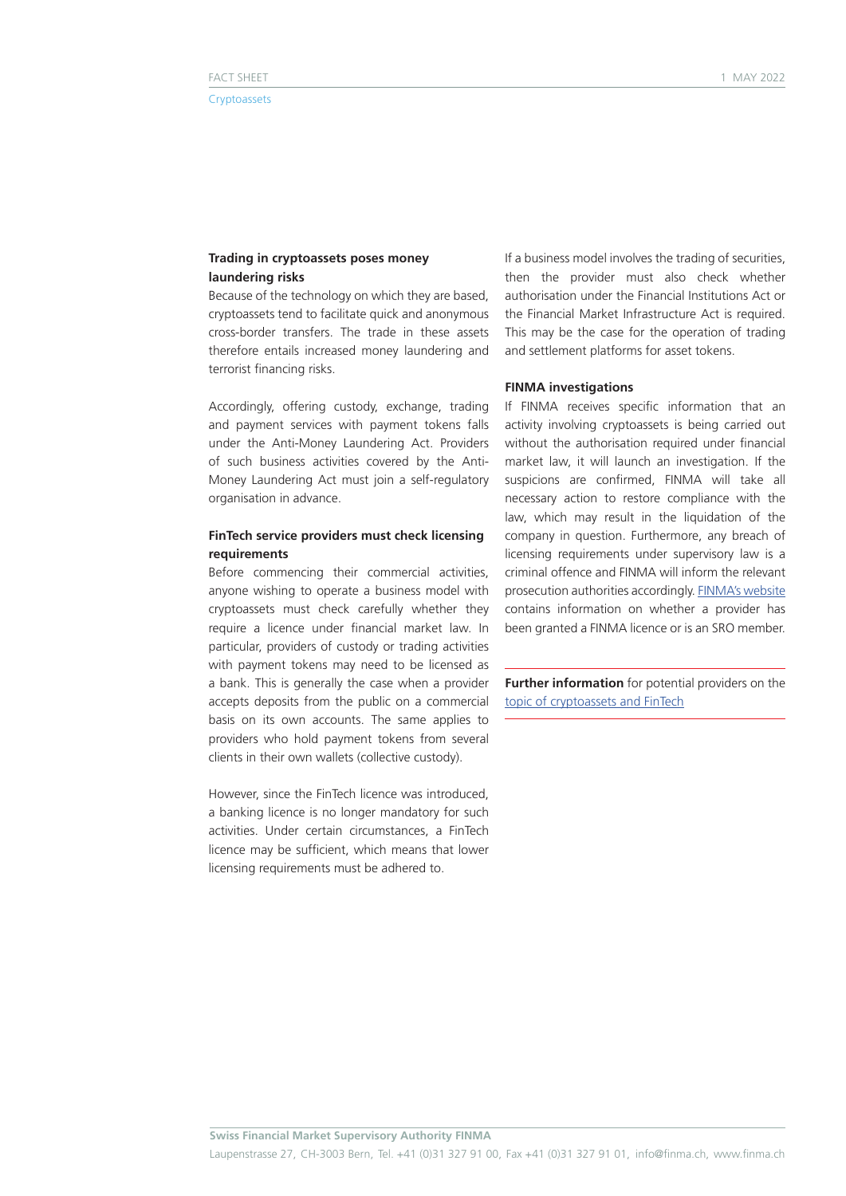### Trading in cryptoassets poses money laundering risks

Because of the technology on which they are based, cryptoassets tend to facilitate quick and anonymous cross-border transfers. The trade in these assets therefore entails increased money laundering and terrorist financing risks.

Accordingly, offering custody, exchange, trading and payment services with payment tokens falls under the Anti-Money Laundering Act. Providers of such business activities covered by the Anti-Money Laundering Act must join a self-regulatory organisation in advance.

### FinTech service providers must check licensing requirements

Before commencing their commercial activities, anyone wishing to operate a business model with cryptoassets must check carefully whether they require a licence under financial market law. In particular, providers of custody or trading activities with payment tokens may need to be licensed as a bank. This is generally the case when a provider accepts deposits from the public on a commercial basis on its own accounts. The same applies to providers who hold payment tokens from several clients in their own wallets (collective custody).

However, since the FinTech licence was introduced, a banking licence is no longer mandatory for such activities. Under certain circumstances, a FinTech licence may be sufficient, which means that lower licensing requirements must be adhered to.

If a business model involves the trading of securities, then the provider must also check whether authorisation under the Financial Institutions Act or the Financial Market Infrastructure Act is required. This may be the case for the operation of trading and settlement platforms for asset tokens.

### FINMA investigations

If FINMA receives specific information that an activity involving cryptoassets is being carried out without the authorisation required under financial market law, it will launch an investigation. If the suspicions are confirmed, FINMA will take all necessary action to restore compliance with the law, which may result in the liquidation of the company in question. Furthermore, any breach of licensing requirements under supervisory law is a criminal offence and FINMA will inform the relevant prosecution authorities accordingly. FINMA's website contains information on whether a provider has been granted a FINMA licence or is an SRO member.

---

**Further information** for potential providers on the topic of cryptoassets and FinTech

---

**Swiss Financial Market Supervisory Authority FINMA**
Laupenstrasse 27, CH-3003 Bern, Tel. +41 (0)31 327 91 00, Fax +41 (0)31 327 91 01, info@finma.ch, www.finma.ch